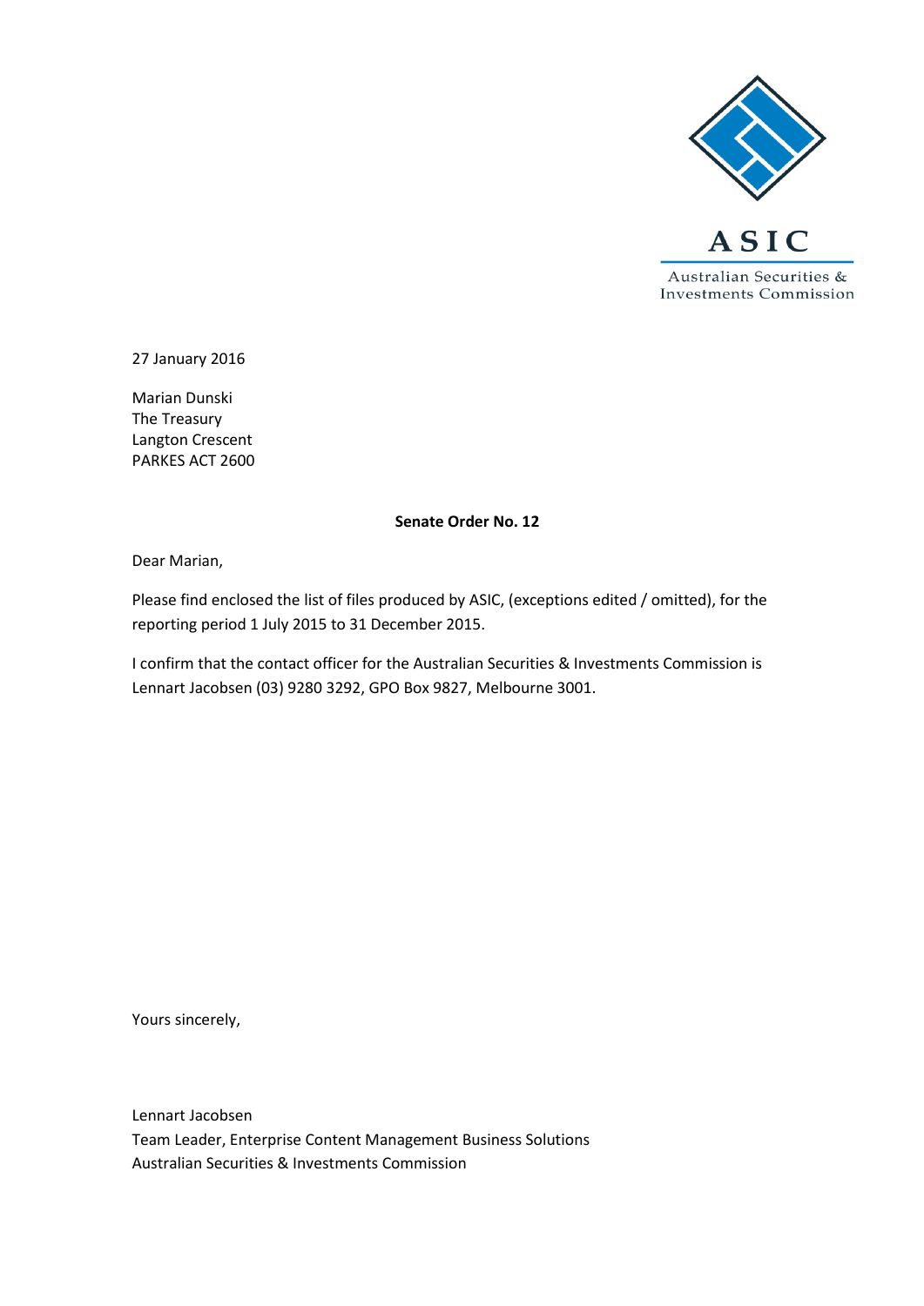ASIC

Australian Securities & Investments Commission

27 January 2016

Marian Dunski
The Treasury
Langton Crescent
PARKES ACT 2600

**Senate Order No. 12**

Dear Marian,

Please find enclosed the list of files produced by ASIC, (exceptions edited / omitted), for the reporting period 1 July 2015 to 31 December 2015.

I confirm that the contact officer for the Australian Securities & Investments Commission is Lennart Jacobsen (03) 9280 3292, GPO Box 9827, Melbourne 3001.

Yours sincerely,

Lennart Jacobsen
Team Leader, Enterprise Content Management Business Solutions
Australian Securities & Investments Commission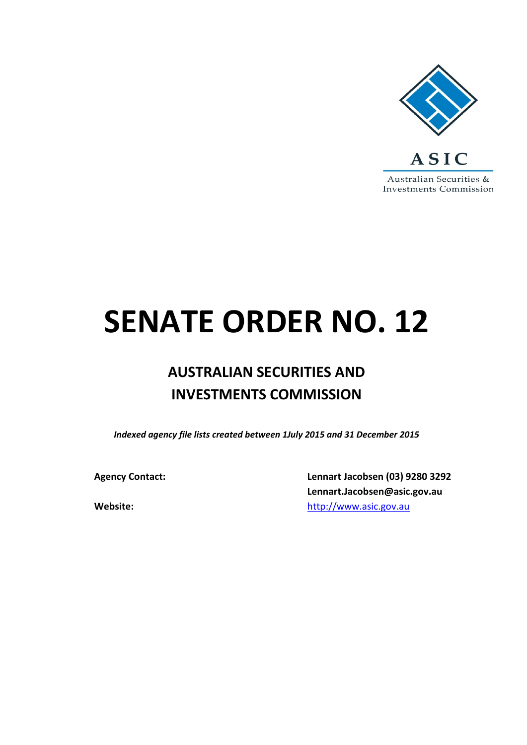ASIC

Australian Securities & Investments Commission

# SENATE ORDER NO. 12

## AUSTRALIAN SECURITIES AND INVESTMENTS COMMISSION

***Indexed agency file lists created between 1July 2015 and 31 December 2015***

**Agency Contact:** **Lennart Jacobsen (03) 9280 3292**
**Lennart.Jacobsen@asic.gov.au**

**Website:** http://www.asic.gov.au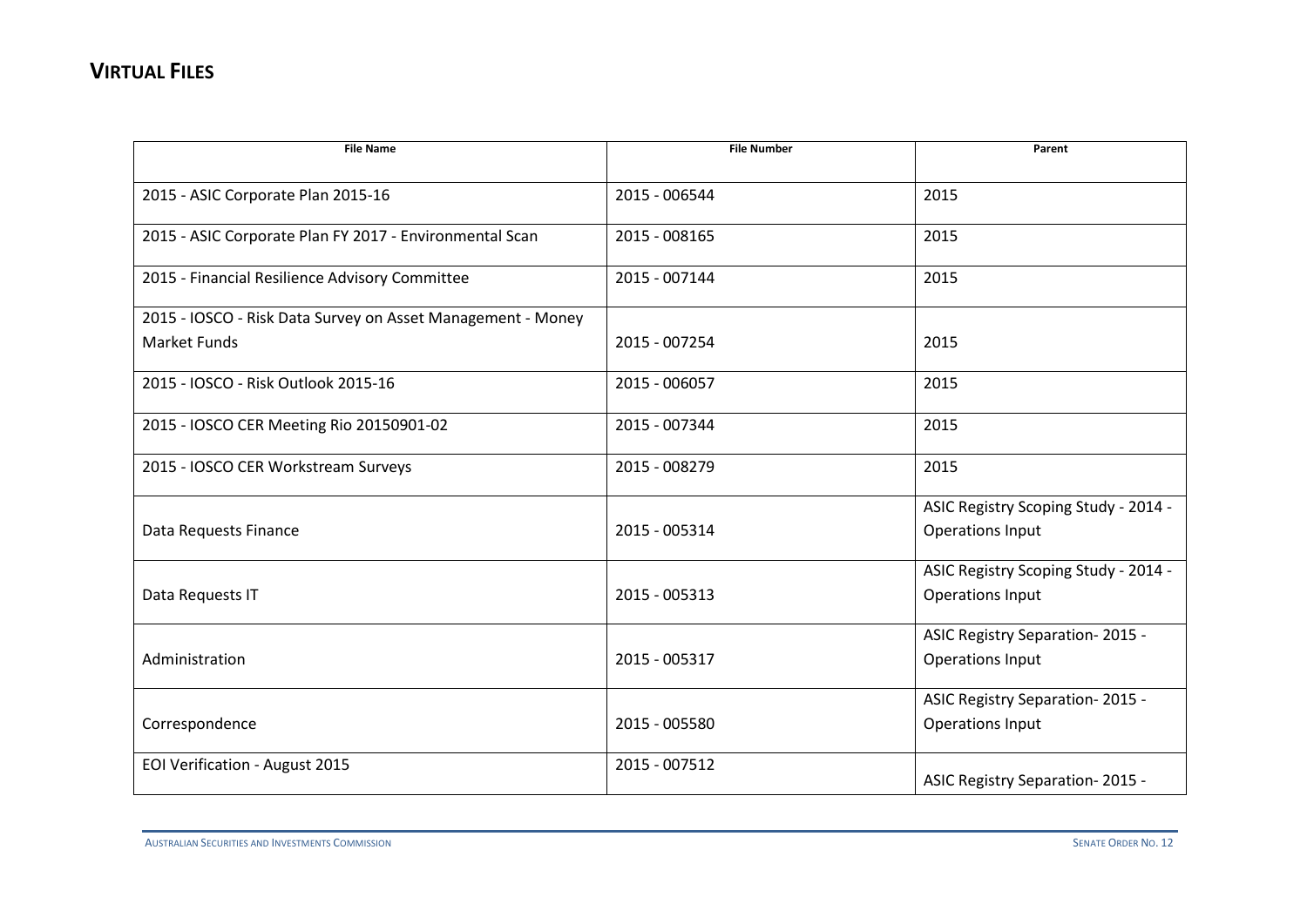## VIRTUAL FILES

| File Name | File Number | Parent |
|---|---|---|
| 2015 - ASIC Corporate Plan 2015-16 | 2015 - 006544 | 2015 |
| 2015 - ASIC Corporate Plan FY 2017 - Environmental Scan | 2015 - 008165 | 2015 |
| 2015 - Financial Resilience Advisory Committee | 2015 - 007144 | 2015 |
| 2015 - IOSCO - Risk Data Survey on Asset Management - Money Market Funds | 2015 - 007254 | 2015 |
| 2015 - IOSCO - Risk Outlook 2015-16 | 2015 - 006057 | 2015 |
| 2015 - IOSCO CER Meeting Rio 20150901-02 | 2015 - 007344 | 2015 |
| 2015 - IOSCO CER Workstream Surveys | 2015 - 008279 | 2015 |
| Data Requests Finance | 2015 - 005314 | ASIC Registry Scoping Study - 2014 - Operations Input |
| Data Requests IT | 2015 - 005313 | ASIC Registry Scoping Study - 2014 - Operations Input |
| Administration | 2015 - 005317 | ASIC Registry Separation- 2015 - Operations Input |
| Correspondence | 2015 - 005580 | ASIC Registry Separation- 2015 - Operations Input |
| EOI Verification - August 2015 | 2015 - 007512 | ASIC Registry Separation- 2015 - |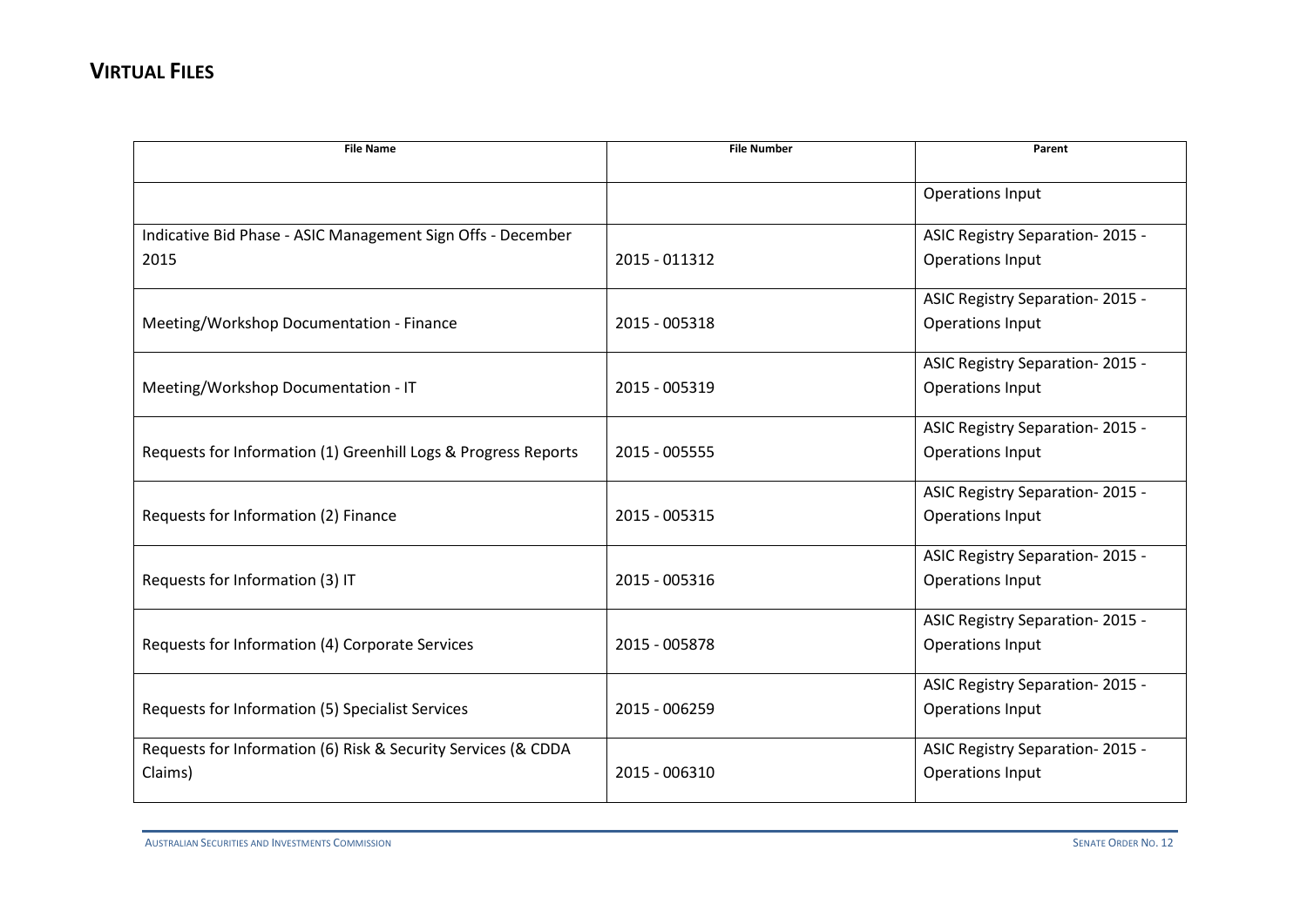## VIRTUAL FILES

| File Name | File Number | Parent |
|---|---|---|
| | | Operations Input |
| Indicative Bid Phase - ASIC Management Sign Offs - December 2015 | 2015 - 011312 | ASIC Registry Separation- 2015 - Operations Input |
| Meeting/Workshop Documentation - Finance | 2015 - 005318 | ASIC Registry Separation- 2015 - Operations Input |
| Meeting/Workshop Documentation - IT | 2015 - 005319 | ASIC Registry Separation- 2015 - Operations Input |
| Requests for Information (1) Greenhill Logs & Progress Reports | 2015 - 005555 | ASIC Registry Separation- 2015 - Operations Input |
| Requests for Information (2) Finance | 2015 - 005315 | ASIC Registry Separation- 2015 - Operations Input |
| Requests for Information (3) IT | 2015 - 005316 | ASIC Registry Separation- 2015 - Operations Input |
| Requests for Information (4) Corporate Services | 2015 - 005878 | ASIC Registry Separation- 2015 - Operations Input |
| Requests for Information (5) Specialist Services | 2015 - 006259 | ASIC Registry Separation- 2015 - Operations Input |
| Requests for Information (6) Risk & Security Services (& CDDA Claims) | 2015 - 006310 | ASIC Registry Separation- 2015 - Operations Input |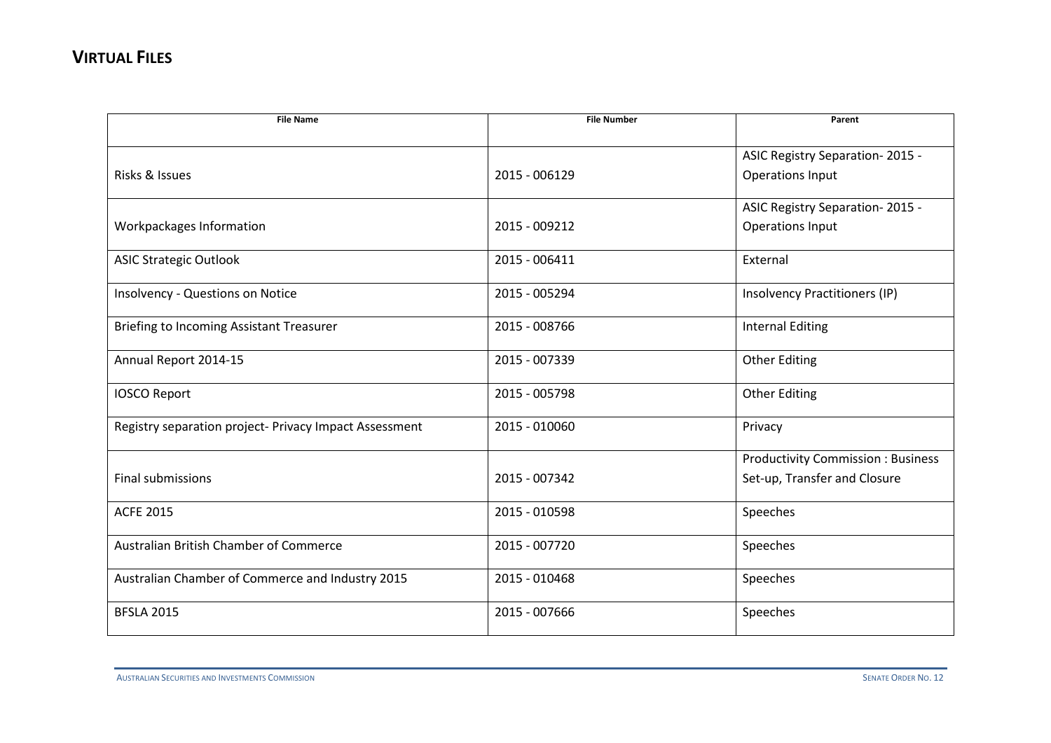## VIRTUAL FILES

| File Name | File Number | Parent |
|---|---|---|
| Risks & Issues | 2015 - 006129 | ASIC Registry Separation- 2015 - Operations Input |
| Workpackages Information | 2015 - 009212 | ASIC Registry Separation- 2015 - Operations Input |
| ASIC Strategic Outlook | 2015 - 006411 | External |
| Insolvency - Questions on Notice | 2015 - 005294 | Insolvency Practitioners (IP) |
| Briefing to Incoming Assistant Treasurer | 2015 - 008766 | Internal Editing |
| Annual Report 2014-15 | 2015 - 007339 | Other Editing |
| IOSCO Report | 2015 - 005798 | Other Editing |
| Registry separation project- Privacy Impact Assessment | 2015 - 010060 | Privacy |
| Final submissions | 2015 - 007342 | Productivity Commission : Business Set-up, Transfer and Closure |
| ACFE 2015 | 2015 - 010598 | Speeches |
| Australian British Chamber of Commerce | 2015 - 007720 | Speeches |
| Australian Chamber of Commerce and Industry 2015 | 2015 - 010468 | Speeches |
| BFSLA 2015 | 2015 - 007666 | Speeches |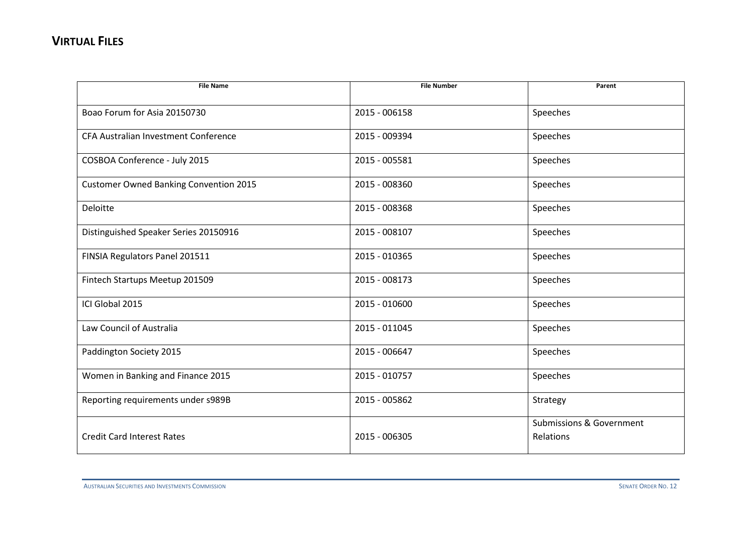## VIRTUAL FILES

| File Name | File Number | Parent |
|---|---|---|
| Boao Forum for Asia 20150730 | 2015 - 006158 | Speeches |
| CFA Australian Investment Conference | 2015 - 009394 | Speeches |
| COSBOA Conference - July 2015 | 2015 - 005581 | Speeches |
| Customer Owned Banking Convention 2015 | 2015 - 008360 | Speeches |
| Deloitte | 2015 - 008368 | Speeches |
| Distinguished Speaker Series 20150916 | 2015 - 008107 | Speeches |
| FINSIA Regulators Panel 201511 | 2015 - 010365 | Speeches |
| Fintech Startups Meetup 201509 | 2015 - 008173 | Speeches |
| ICI Global 2015 | 2015 - 010600 | Speeches |
| Law Council of Australia | 2015 - 011045 | Speeches |
| Paddington Society 2015 | 2015 - 006647 | Speeches |
| Women in Banking and Finance 2015 | 2015 - 010757 | Speeches |
| Reporting requirements under s989B | 2015 - 005862 | Strategy |
| Credit Card Interest Rates | 2015 - 006305 | Submissions & Government Relations |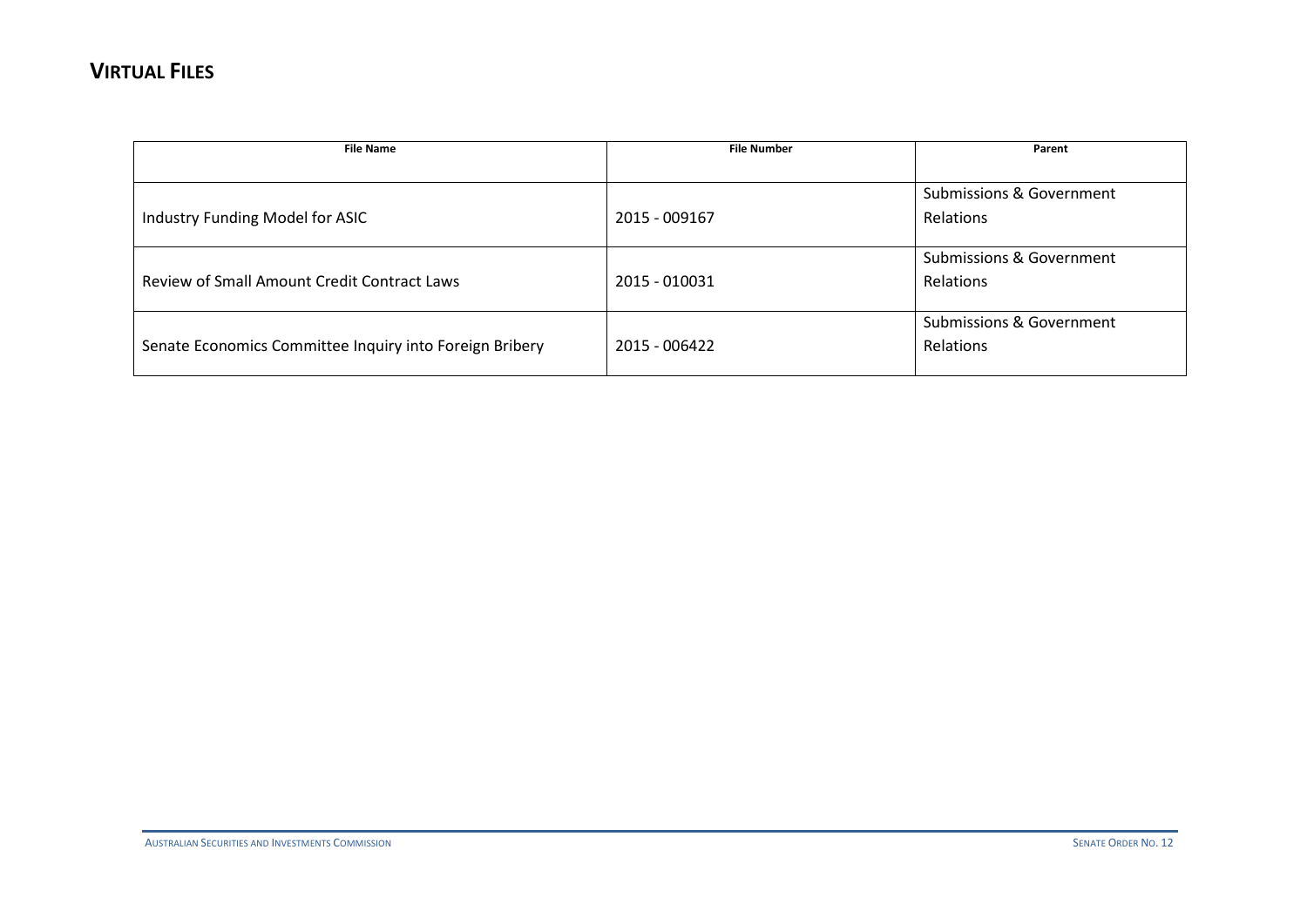## VIRTUAL FILES

| File Name | File Number | Parent |
|---|---|---|
| Industry Funding Model for ASIC | 2015 - 009167 | Submissions & Government Relations |
| Review of Small Amount Credit Contract Laws | 2015 - 010031 | Submissions & Government Relations |
| Senate Economics Committee Inquiry into Foreign Bribery | 2015 - 006422 | Submissions & Government Relations |